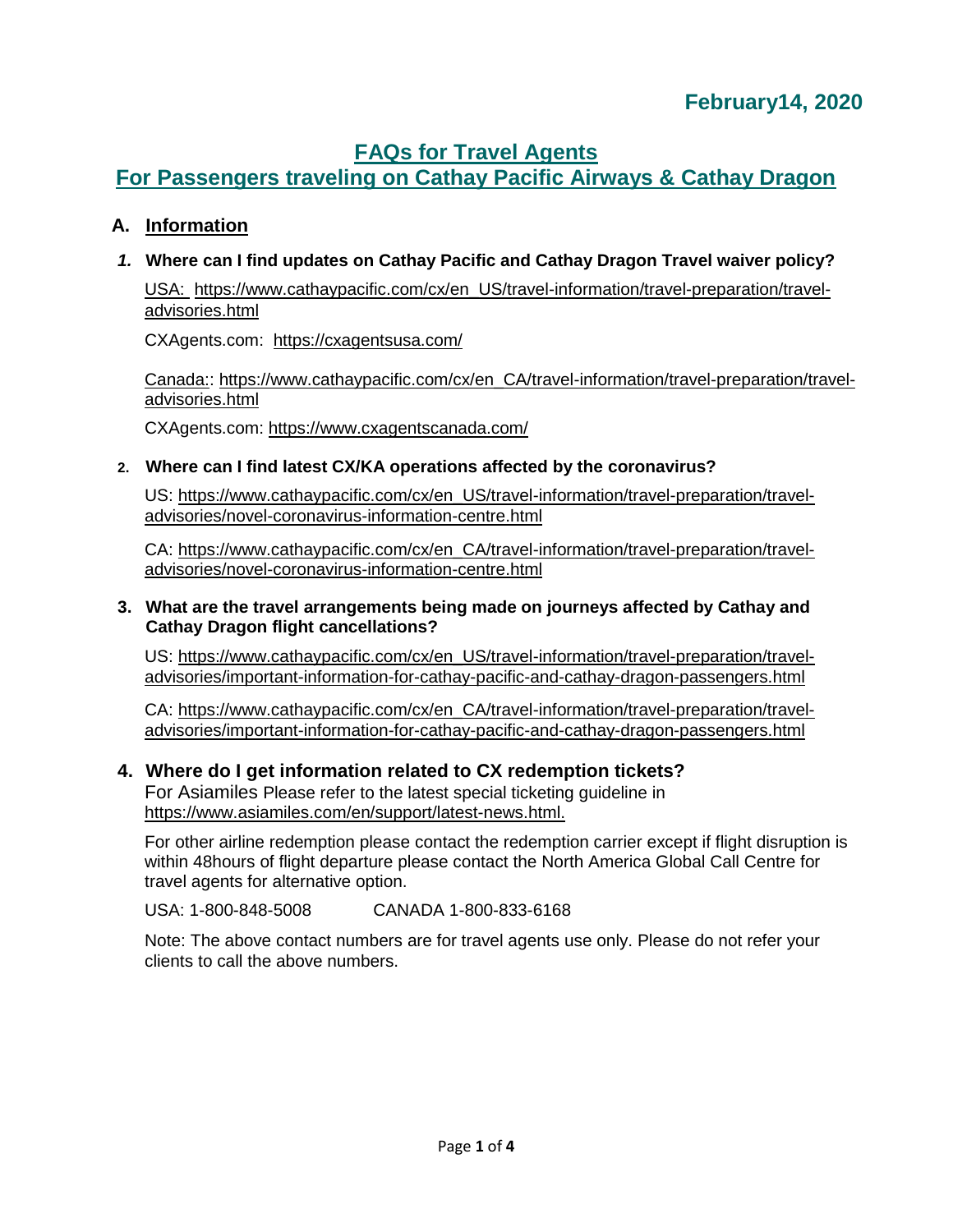**February14, 2020**

# FAQs for Travel Agents

## For Passengers traveling on Cathay Pacific Airways & Cathay Dragon

## A. Information

1. **Where can I find updates on Cathay Pacific and Cathay Dragon Travel waiver policy?**

   USA: https://www.cathaypacific.com/cx/en_US/travel-information/travel-preparation/travel-advisories.html

   CXAgents.com: https://cxagentsusa.com/

   Canada:: https://www.cathaypacific.com/cx/en_CA/travel-information/travel-preparation/travel-advisories.html

   CXAgents.com: https://www.cxagentscanada.com/

2. **Where can I find latest CX/KA operations affected by the coronavirus?**

   US: https://www.cathaypacific.com/cx/en_US/travel-information/travel-preparation/travel-advisories/novel-coronavirus-information-centre.html

   CA: https://www.cathaypacific.com/cx/en_CA/travel-information/travel-preparation/travel-advisories/novel-coronavirus-information-centre.html

3. **What are the travel arrangements being made on journeys affected by Cathay and Cathay Dragon flight cancellations?**

   US: https://www.cathaypacific.com/cx/en_US/travel-information/travel-preparation/travel-advisories/important-information-for-cathay-pacific-and-cathay-dragon-passengers.html

   CA: https://www.cathaypacific.com/cx/en_CA/travel-information/travel-preparation/travel-advisories/important-information-for-cathay-pacific-and-cathay-dragon-passengers.html

4. **Where do I get information related to CX redemption tickets?**

   For Asiamiles Please refer to the latest special ticketing guideline in https://www.asiamiles.com/en/support/latest-news.html.

   For other airline redemption please contact the redemption carrier except if flight disruption is within 48hours of flight departure please contact the North America Global Call Centre for travel agents for alternative option.

   USA: 1-800-848-5008 CANADA 1-800-833-6168

   Note: The above contact numbers are for travel agents use only. Please do not refer your clients to call the above numbers.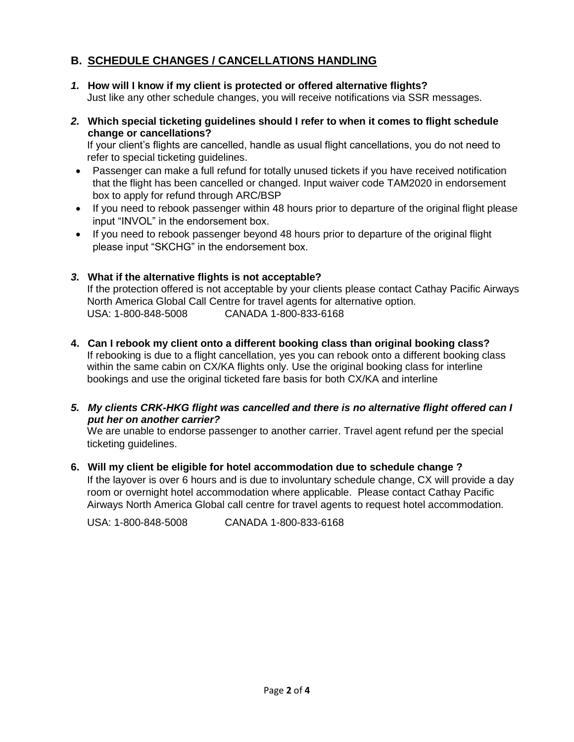## B. SCHEDULE CHANGES / CANCELLATIONS HANDLING

***1.*** **How will I know if my client is protected or offered alternative flights?**
Just like any other schedule changes, you will receive notifications via SSR messages.

***2.*** **Which special ticketing guidelines should I refer to when it comes to flight schedule change or cancellations?**
If your client's flights are cancelled, handle as usual flight cancellations, you do not need to refer to special ticketing guidelines.

- Passenger can make a full refund for totally unused tickets if you have received notification that the flight has been cancelled or changed. Input waiver code TAM2020 in endorsement box to apply for refund through ARC/BSP
- If you need to rebook passenger within 48 hours prior to departure of the original flight please input "INVOL" in the endorsement box.
- If you need to rebook passenger beyond 48 hours prior to departure of the original flight please input "SKCHG" in the endorsement box.

***3.*** **What if the alternative flights is not acceptable?**
If the protection offered is not acceptable by your clients please contact Cathay Pacific Airways North America Global Call Centre for travel agents for alternative option.
USA: 1-800-848-5008 CANADA 1-800-833-6168

**4. Can I rebook my client onto a different booking class than original booking class?**
If rebooking is due to a flight cancellation, yes you can rebook onto a different booking class within the same cabin on CX/KA flights only. Use the original booking class for interline bookings and use the original ticketed fare basis for both CX/KA and interline

***5. My clients CRK-HKG flight was cancelled and there is no alternative flight offered can I put her on another carrier?***
We are unable to endorse passenger to another carrier. Travel agent refund per the special ticketing guidelines.

**6. Will my client be eligible for hotel accommodation due to schedule change ?**
If the layover is over 6 hours and is due to involuntary schedule change, CX will provide a day room or overnight hotel accommodation where applicable. Please contact Cathay Pacific Airways North America Global call centre for travel agents to request hotel accommodation.

USA: 1-800-848-5008 CANADA 1-800-833-6168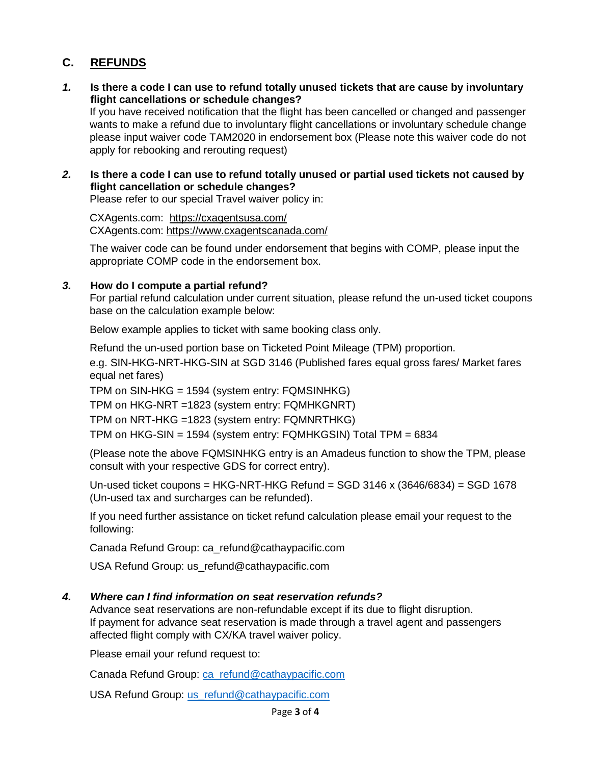## C. REFUNDS

***1.*** **Is there a code I can use to refund totally unused tickets that are cause by involuntary flight cancellations or schedule changes?**

If you have received notification that the flight has been cancelled or changed and passenger wants to make a refund due to involuntary flight cancellations or involuntary schedule change please input waiver code TAM2020 in endorsement box (Please note this waiver code do not apply for rebooking and rerouting request)

***2.*** **Is there a code I can use to refund totally unused or partial used tickets not caused by flight cancellation or schedule changes?**

Please refer to our special Travel waiver policy in:

CXAgents.com: https://cxagentsusa.com/
CXAgents.com: https://www.cxagentscanada.com/

The waiver code can be found under endorsement that begins with COMP, please input the appropriate COMP code in the endorsement box.

***3.*** **How do I compute a partial refund?**

For partial refund calculation under current situation, please refund the un-used ticket coupons base on the calculation example below:

Below example applies to ticket with same booking class only.

Refund the un-used portion base on Ticketed Point Mileage (TPM) proportion.

e.g. SIN-HKG-NRT-HKG-SIN at SGD 3146 (Published fares equal gross fares/ Market fares equal net fares)

TPM on SIN-HKG = 1594 (system entry: FQMSINHKG)

TPM on HKG-NRT =1823 (system entry: FQMHKGNRT)

TPM on NRT-HKG =1823 (system entry: FQMNRTHKG)

TPM on HKG-SIN = 1594 (system entry: FQMHKGSIN) Total TPM = 6834

(Please note the above FQMSINHKG entry is an Amadeus function to show the TPM, please consult with your respective GDS for correct entry).

Un-used ticket coupons = HKG-NRT-HKG Refund = SGD 3146 x (3646/6834) = SGD 1678 (Un-used tax and surcharges can be refunded).

If you need further assistance on ticket refund calculation please email your request to the following:

Canada Refund Group: ca_refund@cathaypacific.com

USA Refund Group: us_refund@cathaypacific.com

***4.*** ***Where can I find information on seat reservation refunds?***

Advance seat reservations are non-refundable except if its due to flight disruption.
If payment for advance seat reservation is made through a travel agent and passengers affected flight comply with CX/KA travel waiver policy.

Please email your refund request to:

Canada Refund Group: ca_refund@cathaypacific.com

USA Refund Group: us_refund@cathaypacific.com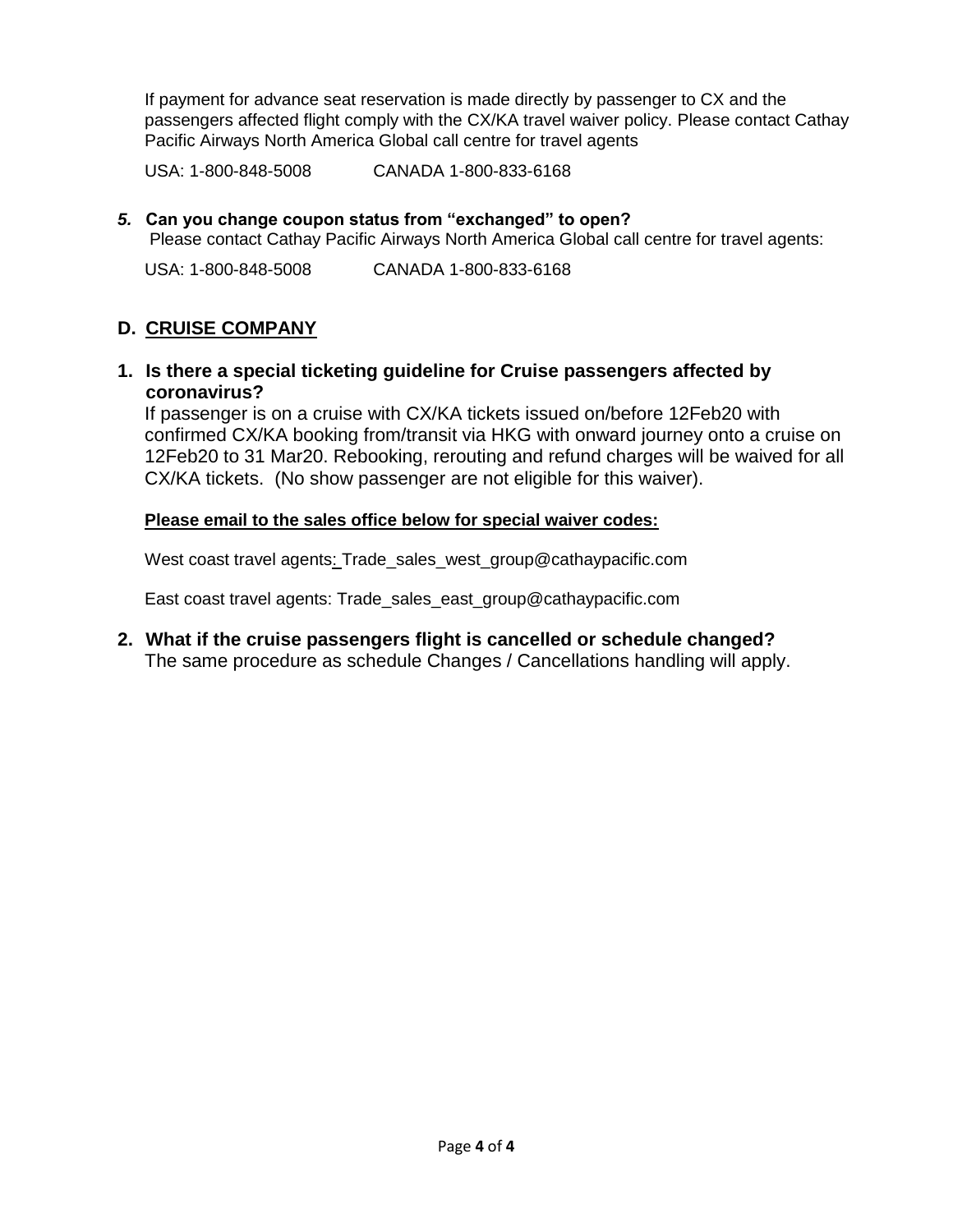If payment for advance seat reservation is made directly by passenger to CX and the passengers affected flight comply with the CX/KA travel waiver policy. Please contact Cathay Pacific Airways North America Global call centre for travel agents

USA: 1-800-848-5008 CANADA 1-800-833-6168

***5.*** **Can you change coupon status from "exchanged" to open?**
Please contact Cathay Pacific Airways North America Global call centre for travel agents:

USA: 1-800-848-5008 CANADA 1-800-833-6168

## D. <u>CRUISE COMPANY</u>

**1. Is there a special ticketing guideline for Cruise passengers affected by coronavirus?**
If passenger is on a cruise with CX/KA tickets issued on/before 12Feb20 with confirmed CX/KA booking from/transit via HKG with onward journey onto a cruise on 12Feb20 to 31 Mar20. Rebooking, rerouting and refund charges will be waived for all CX/KA tickets. (No show passenger are not eligible for this waiver).

**<u>Please email to the sales office below for special waiver codes:</u>**

West coast travel agents: Trade_sales_west_group@cathaypacific.com

East coast travel agents: Trade_sales_east_group@cathaypacific.com

**2. What if the cruise passengers flight is cancelled or schedule changed?**
The same procedure as schedule Changes / Cancellations handling will apply.